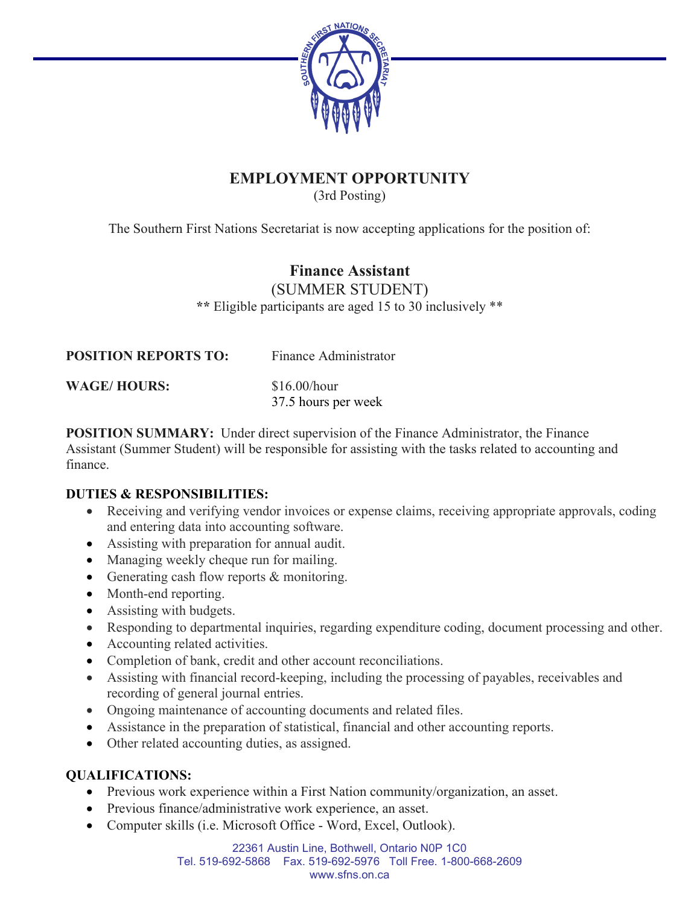# EMPLOYMENT OPPORTUNITY

(3rd Posting)

The Southern First Nations Secretariat is now accepting applications for the position of:

## Finance Assistant

(SUMMER STUDENT)

\*\* Eligible participants are aged 15 to 30 inclusively \*\*

**POSITION REPORTS TO:** Finance Administrator

**WAGE/ HOURS:** $16.00/hour
37.5 hours per week

**POSITION SUMMARY:** Under direct supervision of the Finance Administrator, the Finance Assistant (Summer Student) will be responsible for assisting with the tasks related to accounting and finance.

**DUTIES & RESPONSIBILITIES:**

- Receiving and verifying vendor invoices or expense claims, receiving appropriate approvals, coding and entering data into accounting software.
- Assisting with preparation for annual audit.
- Managing weekly cheque run for mailing.
- Generating cash flow reports & monitoring.
- Month-end reporting.
- Assisting with budgets.
- Responding to departmental inquiries, regarding expenditure coding, document processing and other.
- Accounting related activities.
- Completion of bank, credit and other account reconciliations.
- Assisting with financial record-keeping, including the processing of payables, receivables and recording of general journal entries.
- Ongoing maintenance of accounting documents and related files.
- Assistance in the preparation of statistical, financial and other accounting reports.
- Other related accounting duties, as assigned.

**QUALIFICATIONS:**

- Previous work experience within a First Nation community/organization, an asset.
- Previous finance/administrative work experience, an asset.
- Computer skills (i.e. Microsoft Office - Word, Excel, Outlook).

22361 Austin Line, Bothwell, Ontario N0P 1C0
Tel. 519-692-5868 Fax. 519-692-5976 Toll Free. 1-800-668-2609
www.sfns.on.ca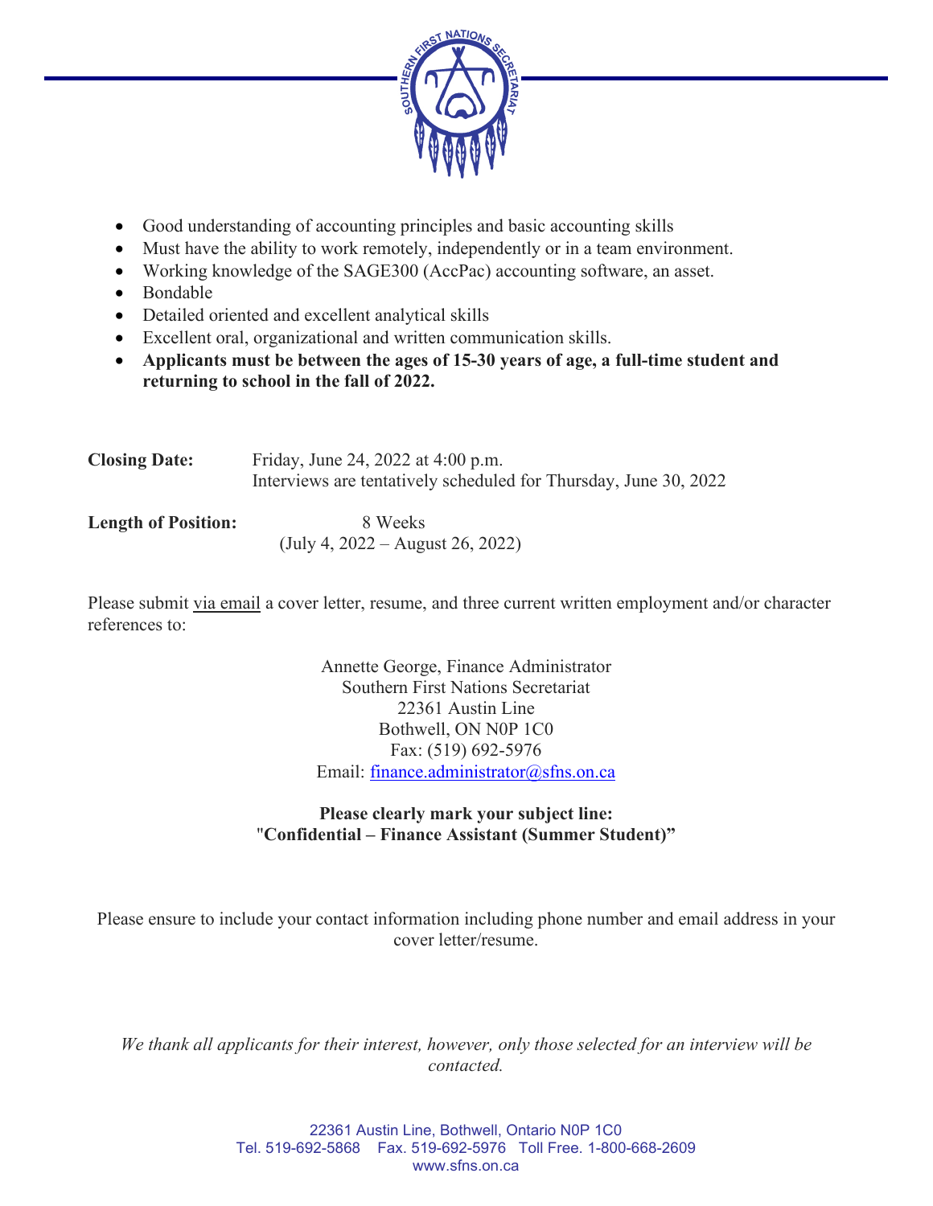- Good understanding of accounting principles and basic accounting skills
- Must have the ability to work remotely, independently or in a team environment.
- Working knowledge of the SAGE300 (AccPac) accounting software, an asset.
- Bondable
- Detailed oriented and excellent analytical skills
- Excellent oral, organizational and written communication skills.
- **Applicants must be between the ages of 15-30 years of age, a full-time student and returning to school in the fall of 2022.**

**Closing Date:** Friday, June 24, 2022 at 4:00 p.m.
Interviews are tentatively scheduled for Thursday, June 30, 2022

**Length of Position:** 8 Weeks
(July 4, 2022 – August 26, 2022)

Please submit via email a cover letter, resume, and three current written employment and/or character references to:

Annette George, Finance Administrator
Southern First Nations Secretariat
22361 Austin Line
Bothwell, ON N0P 1C0
Fax: (519) 692-5976
Email: finance.administrator@sfns.on.ca

**Please clearly mark your subject line:**
**"Confidential – Finance Assistant (Summer Student)"**

Please ensure to include your contact information including phone number and email address in your cover letter/resume.

*We thank all applicants for their interest, however, only those selected for an interview will be contacted.*